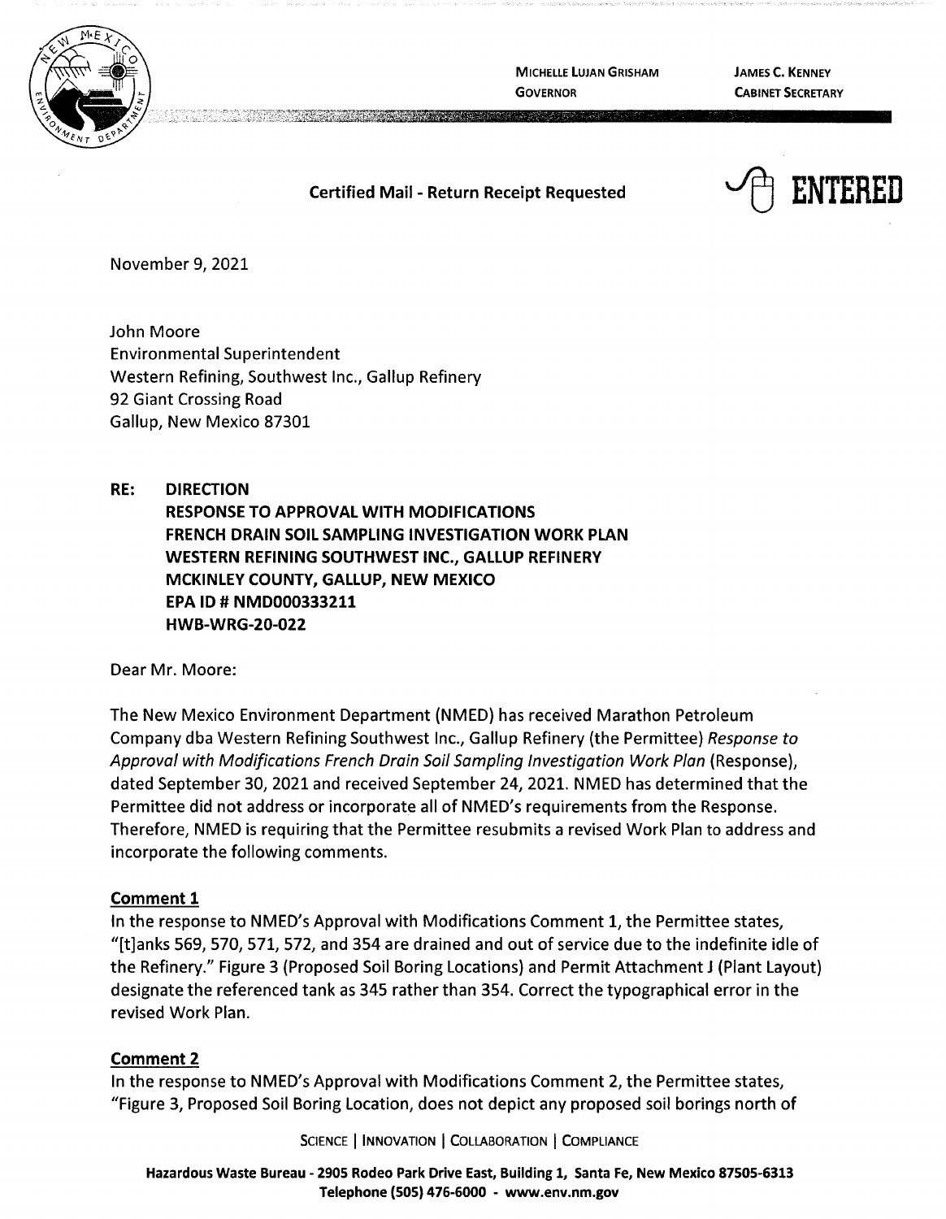MICHELLE LUJAN GRISHAM
GOVERNOR

JAMES C. KENNEY
CABINET SECRETARY

**Certified Mail - Return Receipt Requested**

**ENTERED**

November 9, 2021

John Moore
Environmental Superintendent
Western Refining, Southwest Inc., Gallup Refinery
92 Giant Crossing Road
Gallup, New Mexico 87301

**RE: DIRECTION**
**RESPONSE TO APPROVAL WITH MODIFICATIONS**
**FRENCH DRAIN SOIL SAMPLING INVESTIGATION WORK PLAN**
**WESTERN REFINING SOUTHWEST INC., GALLUP REFINERY**
**MCKINLEY COUNTY, GALLUP, NEW MEXICO**
**EPA ID # NMD000333211**
**HWB-WRG-20-022**

Dear Mr. Moore:

The New Mexico Environment Department (NMED) has received Marathon Petroleum Company dba Western Refining Southwest Inc., Gallup Refinery (the Permittee) *Response to Approval with Modifications French Drain Soil Sampling Investigation Work Plan* (Response), dated September 30, 2021 and received September 24, 2021. NMED has determined that the Permittee did not address or incorporate all of NMED's requirements from the Response. Therefore, NMED is requiring that the Permittee resubmits a revised Work Plan to address and incorporate the following comments.

## Comment 1

In the response to NMED's Approval with Modifications Comment 1, the Permittee states, "[t]anks 569, 570, 571, 572, and 354 are drained and out of service due to the indefinite idle of the Refinery." Figure 3 (Proposed Soil Boring Locations) and Permit Attachment J (Plant Layout) designate the referenced tank as 345 rather than 354. Correct the typographical error in the revised Work Plan.

## Comment 2

In the response to NMED's Approval with Modifications Comment 2, the Permittee states, "Figure 3, Proposed Soil Boring Location, does not depict any proposed soil borings north of

SCIENCE | INNOVATION | COLLABORATION | COMPLIANCE

Hazardous Waste Bureau - 2905 Rodeo Park Drive East, Building 1, Santa Fe, New Mexico 87505-6313
Telephone (505) 476-6000 - www.env.nm.gov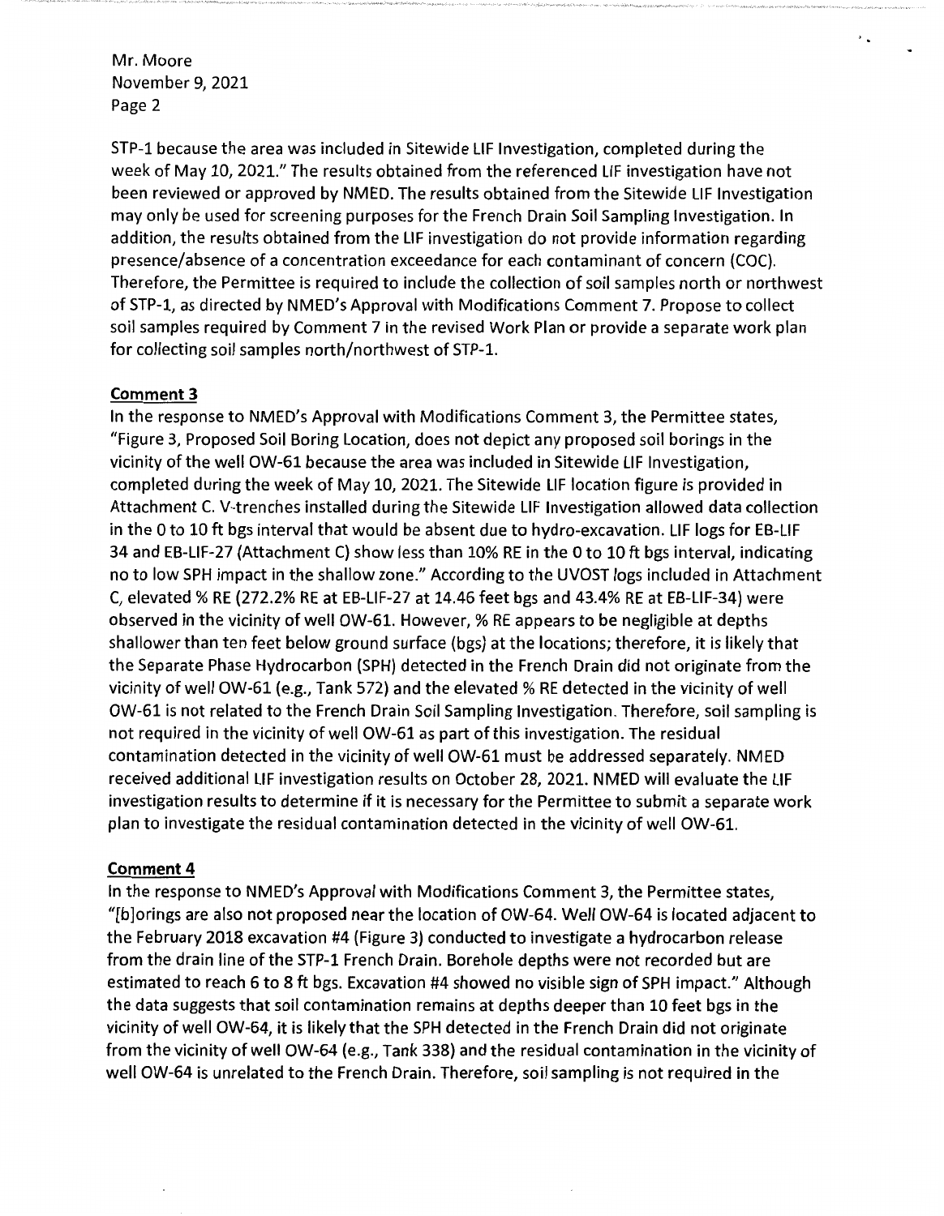STP-1 because the area was included in Sitewide LIF Investigation, completed during the week of May 10, 2021." The results obtained from the referenced LIF investigation have not been reviewed or approved by NMED. The results obtained from the Sitewide LIF Investigation may only be used for screening purposes for the French Drain Soil Sampling Investigation. In addition, the results obtained from the LIF investigation do not provide information regarding presence/absence of a concentration exceedance for each contaminant of concern (COC). Therefore, the Permittee is required to include the collection of soil samples north or northwest of STP-1, as directed by NMED's Approval with Modifications Comment 7. Propose to collect soil samples required by Comment 7 in the revised Work Plan or provide a separate work plan for collecting soil samples north/northwest of STP-1.

**Comment 3**

In the response to NMED's Approval with Modifications Comment 3, the Permittee states, "Figure 3, Proposed Soil Boring Location, does not depict any proposed soil borings in the vicinity of the well OW-61 because the area was included in Sitewide LIF Investigation, completed during the week of May 10, 2021. The Sitewide LIF location figure is provided in Attachment C. V-trenches installed during the Sitewide LIF Investigation allowed data collection in the 0 to 10 ft bgs interval that would be absent due to hydro-excavation. LIF logs for EB-LIF 34 and EB-LIF-27 (Attachment C) show less than 10% RE in the 0 to 10 ft bgs interval, indicating no to low SPH impact in the shallow zone." According to the UVOST logs included in Attachment C, elevated % RE (272.2% RE at EB-LIF-27 at 14.46 feet bgs and 43.4% RE at EB-LIF-34) were observed in the vicinity of well OW-61. However, % RE appears to be negligible at depths shallower than ten feet below ground surface (bgs) at the locations; therefore, it is likely that the Separate Phase Hydrocarbon (SPH) detected in the French Drain did not originate from the vicinity of well OW-61 (e.g., Tank 572) and the elevated % RE detected in the vicinity of well OW-61 is not related to the French Drain Soil Sampling Investigation. Therefore, soil sampling is not required in the vicinity of well OW-61 as part of this investigation. The residual contamination detected in the vicinity of well OW-61 must be addressed separately. NMED received additional LIF investigation results on October 28, 2021. NMED will evaluate the LIF investigation results to determine if it is necessary for the Permittee to submit a separate work plan to investigate the residual contamination detected in the vicinity of well OW-61.

**Comment 4**

In the response to NMED's Approval with Modifications Comment 3, the Permittee states, "[b]orings are also not proposed near the location of OW-64. Well OW-64 is located adjacent to the February 2018 excavation #4 (Figure 3) conducted to investigate a hydrocarbon release from the drain line of the STP-1 French Drain. Borehole depths were not recorded but are estimated to reach 6 to 8 ft bgs. Excavation #4 showed no visible sign of SPH impact." Although the data suggests that soil contamination remains at depths deeper than 10 feet bgs in the vicinity of well OW-64, it is likely that the SPH detected in the French Drain did not originate from the vicinity of well OW-64 (e.g., Tank 338) and the residual contamination in the vicinity of well OW-64 is unrelated to the French Drain. Therefore, soil sampling is not required in the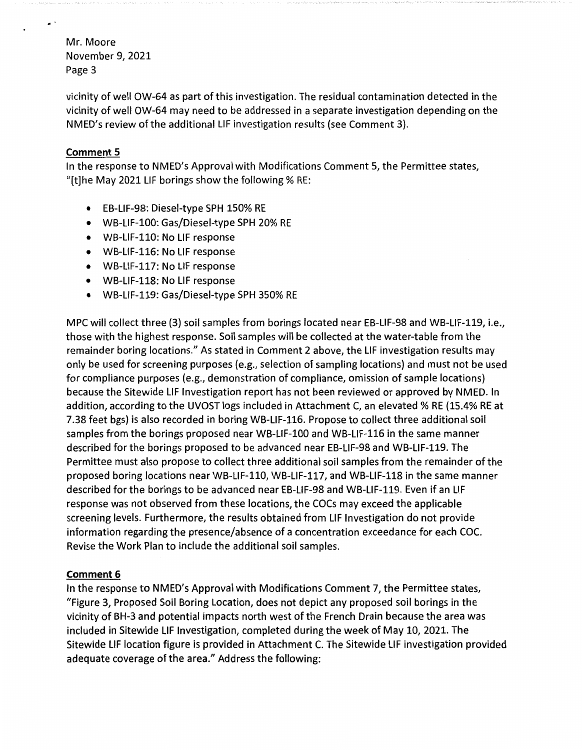vicinity of well OW-64 as part of this investigation. The residual contamination detected in the vicinity of well OW-64 may need to be addressed in a separate investigation depending on the NMED's review of the additional LIF investigation results (see Comment 3).

**Comment 5**

In the response to NMED's Approval with Modifications Comment 5, the Permittee states, "[t]he May 2021 LIF borings show the following % RE:

- EB-LIF-98: Diesel-type SPH 150% RE
- WB-LIF-100: Gas/Diesel-type SPH 20% RE
- WB-LIF-110: No LIF response
- WB-LIF-116: No LIF response
- WB-LIF-117: No LIF response
- WB-LIF-118: No LIF response
- WB-LIF-119: Gas/Diesel-type SPH 350% RE

MPC will collect three (3) soil samples from borings located near EB-LIF-98 and WB-LIF-119, i.e., those with the highest response. Soil samples will be collected at the water-table from the remainder boring locations." As stated in Comment 2 above, the LIF investigation results may only be used for screening purposes (e.g., selection of sampling locations) and must not be used for compliance purposes (e.g., demonstration of compliance, omission of sample locations) because the Sitewide LIF Investigation report has not been reviewed or approved by NMED. In addition, according to the UVOST logs included in Attachment C, an elevated % RE (15.4% RE at 7.38 feet bgs) is also recorded in boring WB-LIF-116. Propose to collect three additional soil samples from the borings proposed near WB-LIF-100 and WB-LIF-116 in the same manner described for the borings proposed to be advanced near EB-LIF-98 and WB-LIF-119. The Permittee must also propose to collect three additional soil samples from the remainder of the proposed boring locations near WB-LIF-110, WB-LIF-117, and WB-LIF-118 in the same manner described for the borings to be advanced near EB-LIF-98 and WB-LIF-119. Even if an LIF response was not observed from these locations, the COCs may exceed the applicable screening levels. Furthermore, the results obtained from LIF Investigation do not provide information regarding the presence/absence of a concentration exceedance for each COC. Revise the Work Plan to include the additional soil samples.

**Comment 6**

In the response to NMED's Approval with Modifications Comment 7, the Permittee states, "Figure 3, Proposed Soil Boring Location, does not depict any proposed soil borings in the vicinity of BH-3 and potential impacts north west of the French Drain because the area was included in Sitewide LIF Investigation, completed during the week of May 10, 2021. The Sitewide LIF location figure is provided in Attachment C. The Sitewide LIF investigation provided adequate coverage of the area." Address the following: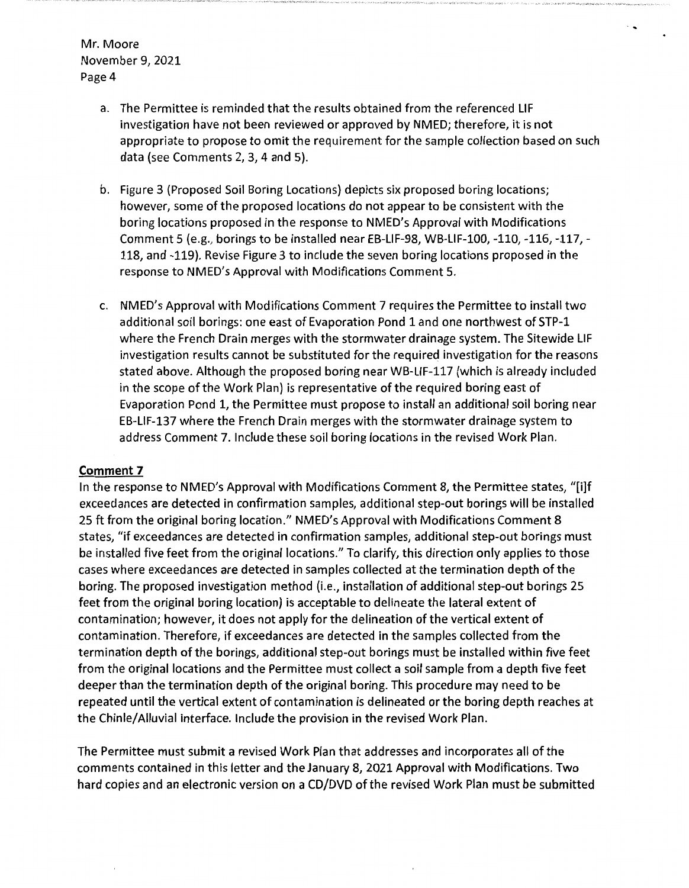a. The Permittee is reminded that the results obtained from the referenced LIF investigation have not been reviewed or approved by NMED; therefore, it is not appropriate to propose to omit the requirement for the sample collection based on such data (see Comments 2, 3, 4 and 5).

b. Figure 3 (Proposed Soil Boring Locations) depicts six proposed boring locations; however, some of the proposed locations do not appear to be consistent with the boring locations proposed in the response to NMED's Approval with Modifications Comment 5 (e.g., borings to be installed near EB-LIF-98, WB-LIF-100, -110, -116, -117, -118, and -119). Revise Figure 3 to include the seven boring locations proposed in the response to NMED's Approval with Modifications Comment 5.

c. NMED's Approval with Modifications Comment 7 requires the Permittee to install two additional soil borings: one east of Evaporation Pond 1 and one northwest of STP-1 where the French Drain merges with the stormwater drainage system. The Sitewide LIF investigation results cannot be substituted for the required investigation for the reasons stated above. Although the proposed boring near WB-LIF-117 (which is already included in the scope of the Work Plan) is representative of the required boring east of Evaporation Pond 1, the Permittee must propose to install an additional soil boring near EB-LIF-137 where the French Drain merges with the stormwater drainage system to address Comment 7. Include these soil boring locations in the revised Work Plan.

**Comment 7**

In the response to NMED's Approval with Modifications Comment 8, the Permittee states, "[i]f exceedances are detected in confirmation samples, additional step-out borings will be installed 25 ft from the original boring location." NMED's Approval with Modifications Comment 8 states, "if exceedances are detected in confirmation samples, additional step-out borings must be installed five feet from the original locations." To clarify, this direction only applies to those cases where exceedances are detected in samples collected at the termination depth of the boring. The proposed investigation method (i.e., installation of additional step-out borings 25 feet from the original boring location) is acceptable to delineate the lateral extent of contamination; however, it does not apply for the delineation of the vertical extent of contamination. Therefore, if exceedances are detected in the samples collected from the termination depth of the borings, additional step-out borings must be installed within five feet from the original locations and the Permittee must collect a soil sample from a depth five feet deeper than the termination depth of the original boring. This procedure may need to be repeated until the vertical extent of contamination is delineated or the boring depth reaches at the Chinle/Alluvial interface. Include the provision in the revised Work Plan.

The Permittee must submit a revised Work Plan that addresses and incorporates all of the comments contained in this letter and the January 8, 2021 Approval with Modifications. Two hard copies and an electronic version on a CD/DVD of the revised Work Plan must be submitted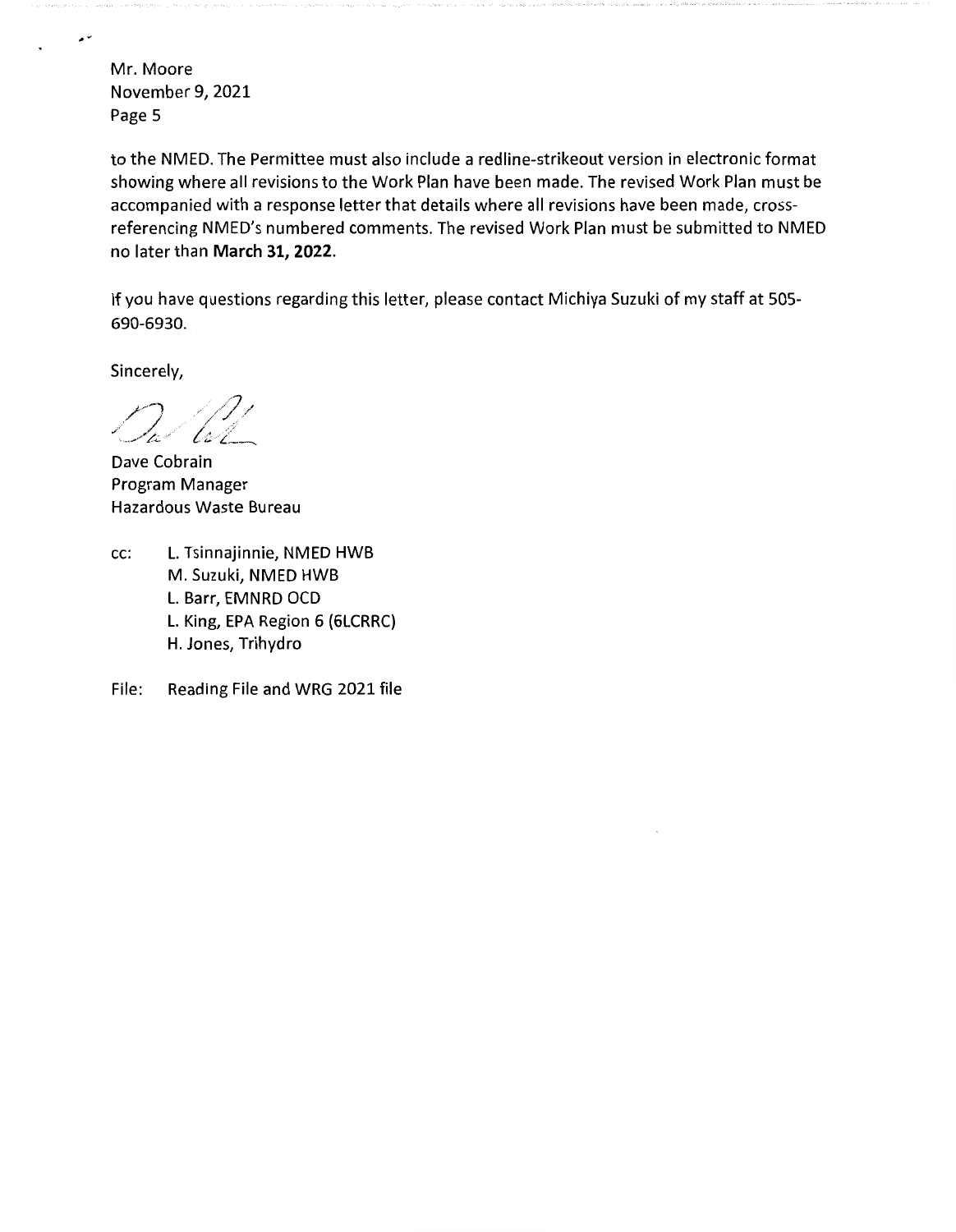Mr. Moore
November 9, 2021
Page 5

to the NMED. The Permittee must also include a redline-strikeout version in electronic format showing where all revisions to the Work Plan have been made. The revised Work Plan must be accompanied with a response letter that details where all revisions have been made, cross-referencing NMED's numbered comments. The revised Work Plan must be submitted to NMED no later than **March 31, 2022**.

If you have questions regarding this letter, please contact Michiya Suzuki of my staff at 505-690-6930.

Sincerely,

Dave Cobrain
Program Manager
Hazardous Waste Bureau

cc: L. Tsinnajinnie, NMED HWB
M. Suzuki, NMED HWB
L. Barr, EMNRD OCD
L. King, EPA Region 6 (6LCRRC)
H. Jones, Trihydro

File: Reading File and WRG 2021 file